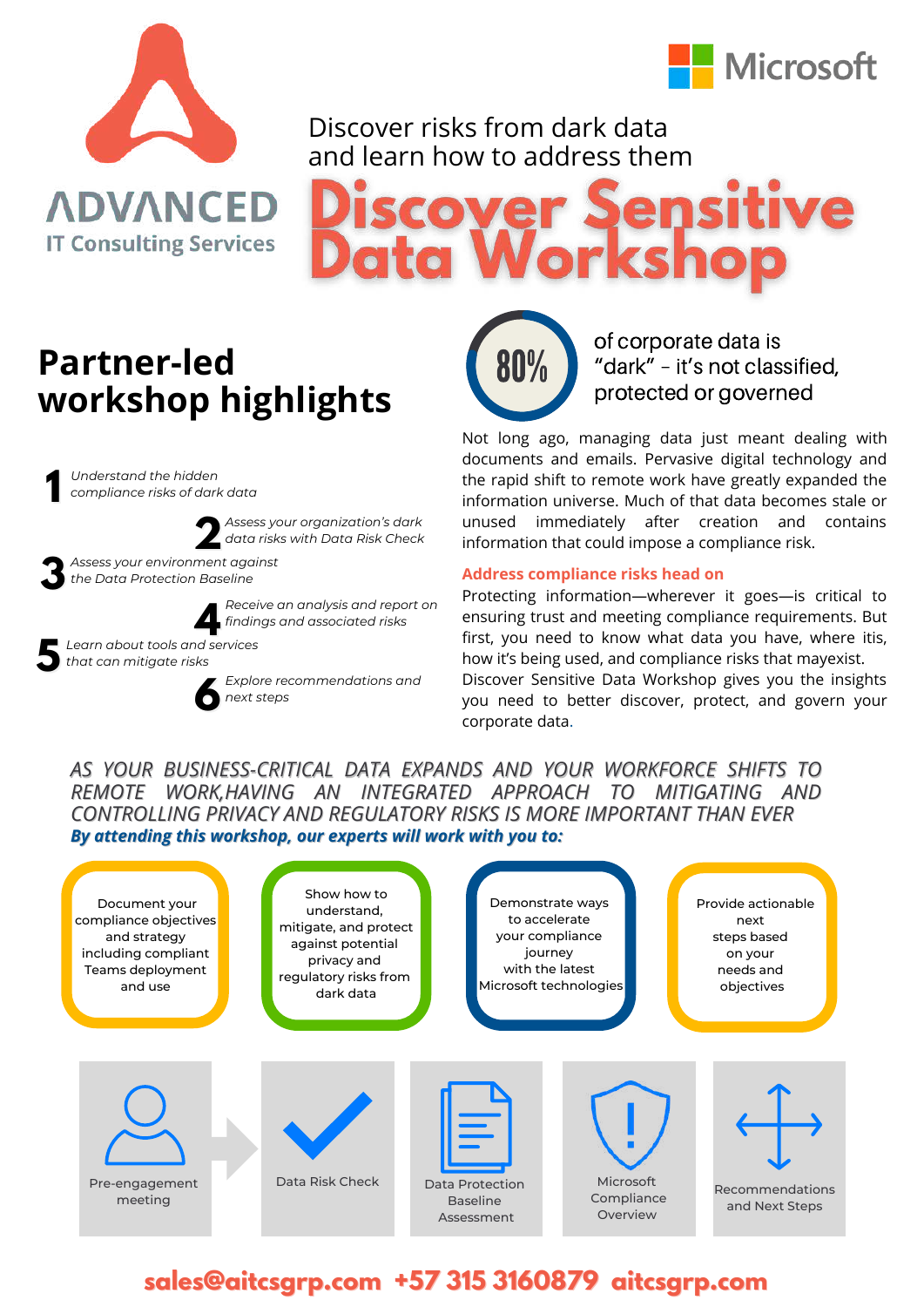ADVANCED
IT Consulting Services

Microsoft

Discover risks from dark data
and learn how to address them

# Discover Sensitive Data Workshop

## Partner-led workshop highlights

1. *Understand the hidden compliance risks of dark data*
2. *Assess your organization's dark data risks with Data Risk Check*
3. *Assess your environment against the Data Protection Baseline*
4. *Receive an analysis and report on findings and associated risks*
5. *Learn about tools and services that can mitigate risks*
6. *Explore recommendations and next steps*

**80%** of corporate data is "dark" – it's not classified, protected or governed

Not long ago, managing data just meant dealing with documents and emails. Pervasive digital technology and the rapid shift to remote work have greatly expanded the information universe. Much of that data becomes stale or unused immediately after creation and contains information that could impose a compliance risk.

### Address compliance risks head on

Protecting information—wherever it goes—is critical to ensuring trust and meeting compliance requirements. But first, you need to know what data you have, where itis, how it's being used, and compliance risks that mayexist. Discover Sensitive Data Workshop gives you the insights you need to better discover, protect, and govern your corporate data.

*AS YOUR BUSINESS-CRITICAL DATA EXPANDS AND YOUR WORKFORCE SHIFTS TO REMOTE WORK,HAVING AN INTEGRATED APPROACH TO MITIGATING AND CONTROLLING PRIVACY AND REGULATORY RISKS IS MORE IMPORTANT THAN EVER*

***By attending this workshop, our experts will work with you to:***

- Document your compliance objectives and strategy including compliant Teams deployment and use
- Show how to understand, mitigate, and protect against potential privacy and regulatory risks from dark data
- Demonstrate ways to accelerate your compliance journey with the latest Microsoft technologies
- Provide actionable next steps based on your needs and objectives

Pre-engagement meeting → Data Risk Check → Data Protection Baseline Assessment → Microsoft Compliance Overview → Recommendations and Next Steps

**sales@aitcsgrp.com +57 315 3160879 aitcsgrp.com**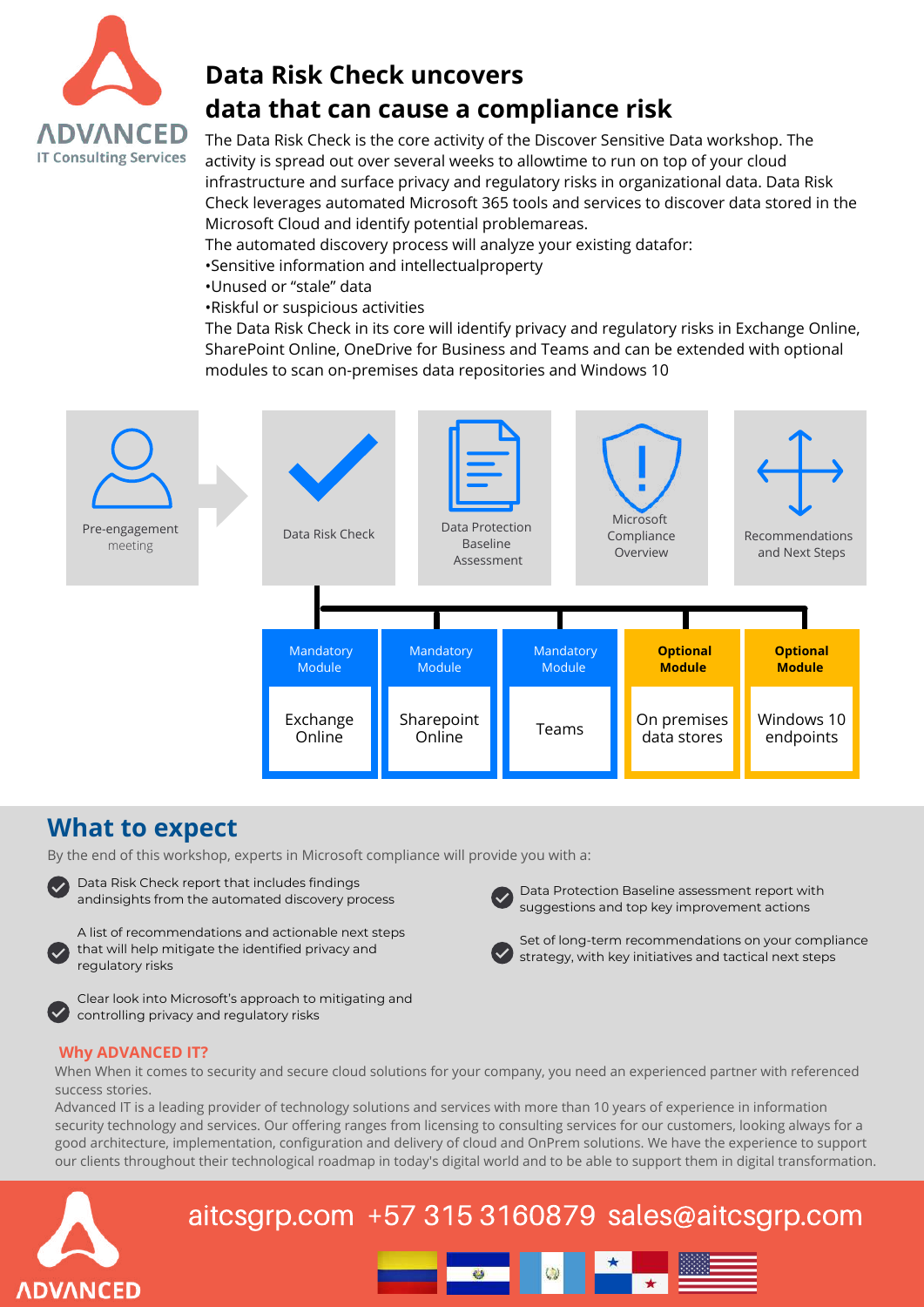ADVANCED
IT Consulting Services

# Data Risk Check uncovers data that can cause a compliance risk

The Data Risk Check is the core activity of the Discover Sensitive Data workshop. The activity is spread out over several weeks to allowtime to run on top of your cloud infrastructure and surface privacy and regulatory risks in organizational data. Data Risk Check leverages automated Microsoft 365 tools and services to discover data stored in the Microsoft Cloud and identify potential problemareas.

The automated discovery process will analyze your existing datafor:

•Sensitive information and intellectualproperty

•Unused or "stale" data

•Riskful or suspicious activities

The Data Risk Check in its core will identify privacy and regulatory risks in Exchange Online, SharePoint Online, OneDrive for Business and Teams and can be extended with optional modules to scan on-premises data repositories and Windows 10

Pre-engagement meeting

Data Risk Check

Data Protection Baseline Assessment

Microsoft Compliance Overview

Recommendations and Next Steps

Mandatory Module
Exchange Online

Mandatory Module
Sharepoint Online

Mandatory Module
Teams

**Optional Module**
On premises data stores

**Optional Module**
Windows 10 endpoints

## What to expect

By the end of this workshop, experts in Microsoft compliance will provide you with a:

- Data Risk Check report that includes findings andinsights from the automated discovery process
- A list of recommendations and actionable next steps that will help mitigate the identified privacy and regulatory risks
- Clear look into Microsoft's approach to mitigating and controlling privacy and regulatory risks
- Data Protection Baseline assessment report with suggestions and top key improvement actions
- Set of long-term recommendations on your compliance strategy, with key initiatives and tactical next steps

### Why ADVANCED IT?

When When it comes to security and secure cloud solutions for your company, you need an experienced partner with referenced success stories.

Advanced IT is a leading provider of technology solutions and services with more than 10 years of experience in information security technology and services. Our offering ranges from licensing to consulting services for our customers, looking always for a good architecture, implementation, configuration and delivery of cloud and OnPrem solutions. We have the experience to support our clients throughout their technological roadmap in today's digital world and to be able to support them in digital transformation.

ADVANCED

aitcsgrp.com +57 315 3160879 sales@aitcsgrp.com